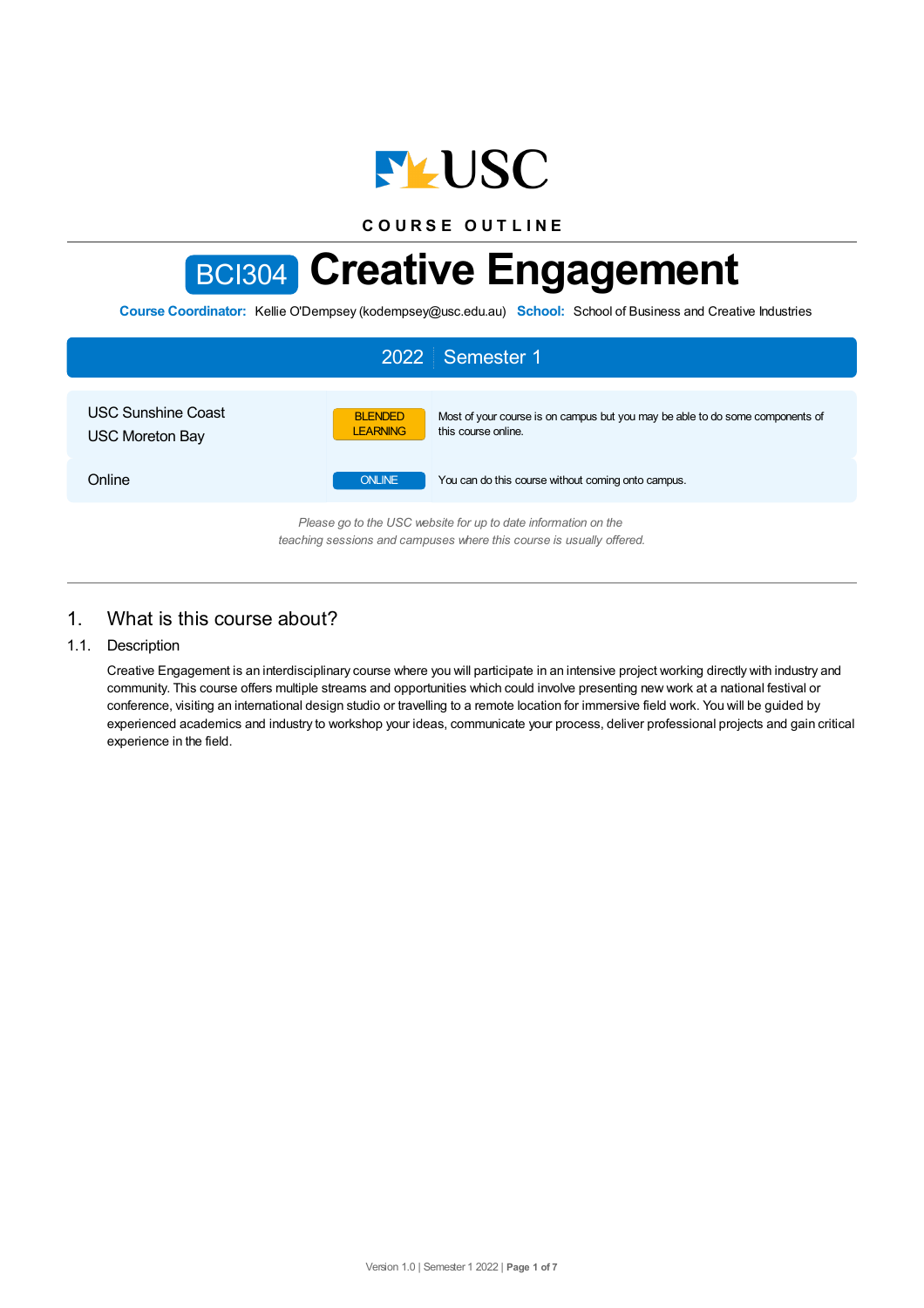COURSE OUTLINE

# BCI304 Creative Engagement

**Course Coordinator:** Kellie O'Dempsey (kodempsey@usc.edu.au) **School:** School of Business and Creative Industries

## 2022 Semester 1

| | | |
|---|---|---|
| USC Sunshine Coast<br>USC Moreton Bay | BLENDED LEARNING | Most of your course is on campus but you may be able to do some components of this course online. |
| Online | ONLINE | You can do this course without coming onto campus. |

*Please go to the USC website for up to date information on the teaching sessions and campuses where this course is usually offered.*

## 1. What is this course about?

### 1.1. Description

Creative Engagement is an interdisciplinary course where you will participate in an intensive project working directly with industry and community. This course offers multiple streams and opportunities which could involve presenting new work at a national festival or conference, visiting an international design studio or travelling to a remote location for immersive field work. You will be guided by experienced academics and industry to workshop your ideas, communicate your process, deliver professional projects and gain critical experience in the field.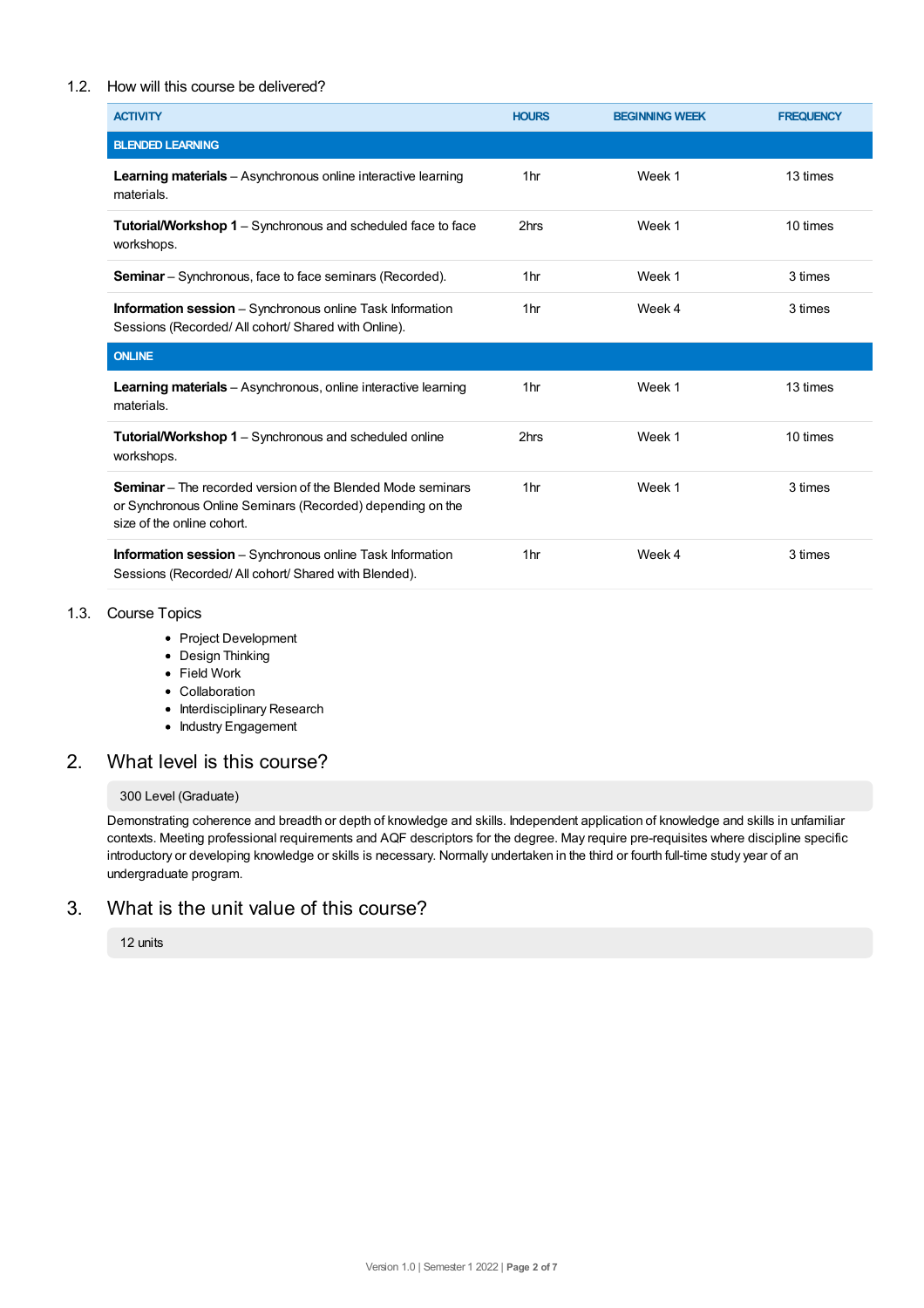### 1.2. How will this course be delivered?

| ACTIVITY | HOURS | BEGINNING WEEK | FREQUENCY |
|---|---|---|---|
| **BLENDED LEARNING** | | | |
| **Learning materials** – Asynchronous online interactive learning materials. | 1hr | Week 1 | 13 times |
| **Tutorial/Workshop 1** – Synchronous and scheduled face to face workshops. | 2hrs | Week 1 | 10 times |
| **Seminar** – Synchronous, face to face seminars (Recorded). | 1hr | Week 1 | 3 times |
| **Information session** – Synchronous online Task Information Sessions (Recorded/ All cohort/ Shared with Online). | 1hr | Week 4 | 3 times |
| **ONLINE** | | | |
| **Learning materials** – Asynchronous, online interactive learning materials. | 1hr | Week 1 | 13 times |
| **Tutorial/Workshop 1** – Synchronous and scheduled online workshops. | 2hrs | Week 1 | 10 times |
| **Seminar** – The recorded version of the Blended Mode seminars or Synchronous Online Seminars (Recorded) depending on the size of the online cohort. | 1hr | Week 1 | 3 times |
| **Information session** – Synchronous online Task Information Sessions (Recorded/ All cohort/ Shared with Blended). | 1hr | Week 4 | 3 times |

### 1.3. Course Topics

- Project Development
- Design Thinking
- Field Work
- Collaboration
- Interdisciplinary Research
- Industry Engagement

## 2. What level is this course?

300 Level (Graduate)

Demonstrating coherence and breadth or depth of knowledge and skills. Independent application of knowledge and skills in unfamiliar contexts. Meeting professional requirements and AQF descriptors for the degree. May require pre-requisites where discipline specific introductory or developing knowledge or skills is necessary. Normally undertaken in the third or fourth full-time study year of an undergraduate program.

## 3. What is the unit value of this course?

12 units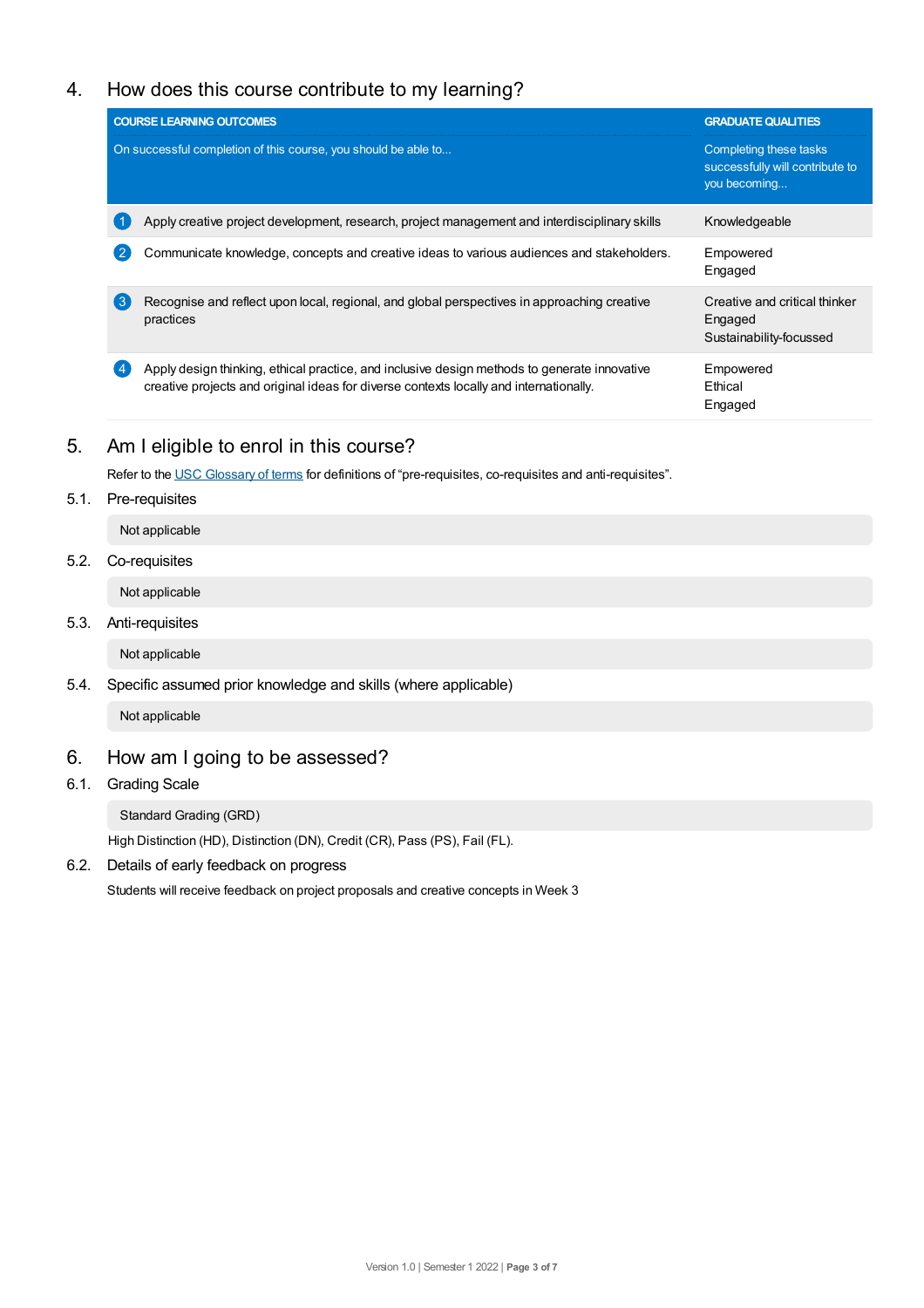## 4. How does this course contribute to my learning?

| COURSE LEARNING OUTCOMES<br>On successful completion of this course, you should be able to... | GRADUATE QUALITIES<br>Completing these tasks successfully will contribute to you becoming... |
|---|---|
| 1 Apply creative project development, research, project management and interdisciplinary skills | Knowledgeable |
| 2 Communicate knowledge, concepts and creative ideas to various audiences and stakeholders. | Empowered<br>Engaged |
| 3 Recognise and reflect upon local, regional, and global perspectives in approaching creative practices | Creative and critical thinker<br>Engaged<br>Sustainability-focussed |
| 4 Apply design thinking, ethical practice, and inclusive design methods to generate innovative creative projects and original ideas for diverse contexts locally and internationally. | Empowered<br>Ethical<br>Engaged |

## 5. Am I eligible to enrol in this course?

Refer to the USC Glossary of terms for definitions of "pre-requisites, co-requisites and anti-requisites".

### 5.1. Pre-requisites

Not applicable

### 5.2. Co-requisites

Not applicable

### 5.3. Anti-requisites

Not applicable

### 5.4. Specific assumed prior knowledge and skills (where applicable)

Not applicable

## 6. How am I going to be assessed?

### 6.1. Grading Scale

Standard Grading (GRD)

High Distinction (HD), Distinction (DN), Credit (CR), Pass (PS), Fail (FL).

### 6.2. Details of early feedback on progress

Students will receive feedback on project proposals and creative concepts in Week 3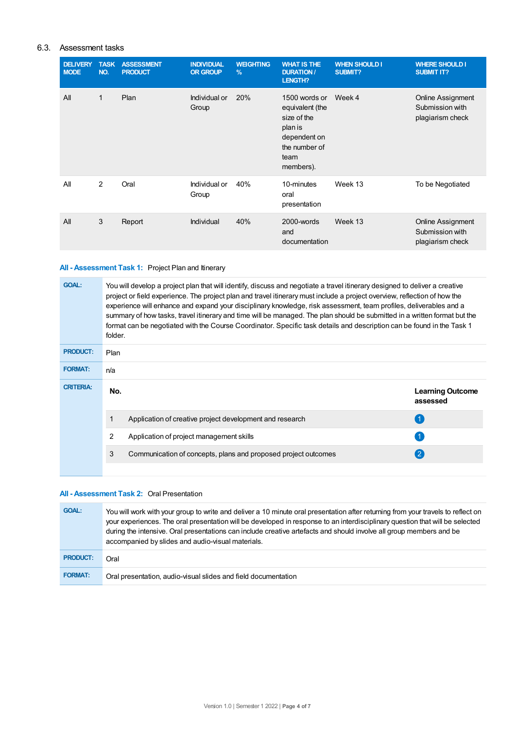## 6.3. Assessment tasks

| DELIVERY MODE | TASK NO. | ASSESSMENT PRODUCT | INDIVIDUAL OR GROUP | WEIGHTING % | WHAT IS THE DURATION / LENGTH? | WHEN SHOULD I SUBMIT? | WHERE SHOULD I SUBMIT IT? |
|---|---|---|---|---|---|---|---|
| All | 1 | Plan | Individual or Group | 20% | 1500 words or equivalent (the size of the plan is dependent on the number of team members). | Week 4 | Online Assignment Submission with plagiarism check |
| All | 2 | Oral | Individual or Group | 40% | 10-minutes oral presentation | Week 13 | To be Negotiated |
| All | 3 | Report | Individual | 40% | 2000-words and documentation | Week 13 | Online Assignment Submission with plagiarism check |

### All - Assessment Task 1: Project Plan and Itinerary

| | |
|---|---|
| **GOAL:** | You will develop a project plan that will identify, discuss and negotiate a travel itinerary designed to deliver a creative project or field experience. The project plan and travel itinerary must include a project overview, reflection of how the experience will enhance and expand your disciplinary knowledge, risk assessment, team profiles, deliverables and a summary of how tasks, travel itinerary and time will be managed. The plan should be submitted in a written format but the format can be negotiated with the Course Coordinator. Specific task details and description can be found in the Task 1 folder. |
| **PRODUCT:** | Plan |
| **FORMAT:** | n/a |

**CRITERIA:**

| No. | | Learning Outcome assessed |
|---|---|---|
| 1 | Application of creative project development and research | 1 |
| 2 | Application of project management skills | 1 |
| 3 | Communication of concepts, plans and proposed project outcomes | 2 |

### All - Assessment Task 2: Oral Presentation

| | |
|---|---|
| **GOAL:** | You will work with your group to write and deliver a 10 minute oral presentation after returning from your travels to reflect on your experiences. The oral presentation will be developed in response to an interdisciplinary question that will be selected during the intensive. Oral presentations can include creative artefacts and should involve all group members and be accompanied by slides and audio-visual materials. |
| **PRODUCT:** | Oral |
| **FORMAT:** | Oral presentation, audio-visual slides and field documentation |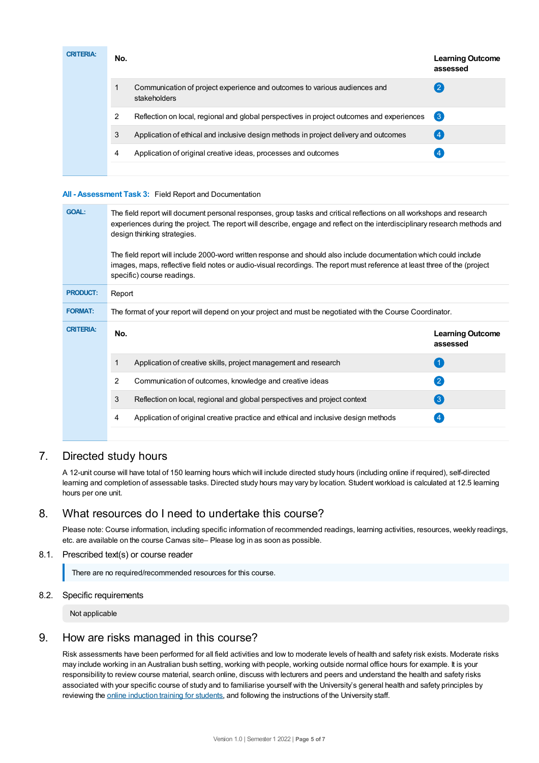| CRITERIA: | No. | | Learning Outcome assessed |
|---|---|---|---|
| | 1 | Communication of project experience and outcomes to various audiences and stakeholders | 2 |
| | 2 | Reflection on local, regional and global perspectives in project outcomes and experiences | 3 |
| | 3 | Application of ethical and inclusive design methods in project delivery and outcomes | 4 |
| | 4 | Application of original creative ideas, processes and outcomes | 4 |

**All - Assessment Task 3:** Field Report and Documentation

| | |
|---|---|
| **GOAL:** | The field report will document personal responses, group tasks and critical reflections on all workshops and research experiences during the project. The report will describe, engage and reflect on the interdisciplinary research methods and design thinking strategies.<br><br>The field report will include 2000-word written response and should also include documentation which could include images, maps, reflective field notes or audio-visual recordings. The report must reference at least three of the (project specific) course readings. |
| **PRODUCT:** | Report |
| **FORMAT:** | The format of your report will depend on your project and must be negotiated with the Course Coordinator. |

| CRITERIA: | No. | | Learning Outcome assessed |
|---|---|---|---|
| | 1 | Application of creative skills, project management and research | 1 |
| | 2 | Communication of outcomes, knowledge and creative ideas | 2 |
| | 3 | Reflection on local, regional and global perspectives and project context | 3 |
| | 4 | Application of original creative practice and ethical and inclusive design methods | 4 |

## 7. Directed study hours

A 12-unit course will have total of 150 learning hours which will include directed study hours (including online if required), self-directed learning and completion of assessable tasks. Directed study hours may vary by location. Student workload is calculated at 12.5 learning hours per one unit.

## 8. What resources do I need to undertake this course?

Please note: Course information, including specific information of recommended readings, learning activities, resources, weekly readings, etc. are available on the course Canvas site– Please log in as soon as possible.

### 8.1. Prescribed text(s) or course reader

There are no required/recommended resources for this course.

### 8.2. Specific requirements

Not applicable

## 9. How are risks managed in this course?

Risk assessments have been performed for all field activities and low to moderate levels of health and safety risk exists. Moderate risks may include working in an Australian bush setting, working with people, working outside normal office hours for example. It is your responsibility to review course material, search online, discuss with lecturers and peers and understand the health and safety risks associated with your specific course of study and to familiarise yourself with the University's general health and safety principles by reviewing the online induction training for students, and following the instructions of the University staff.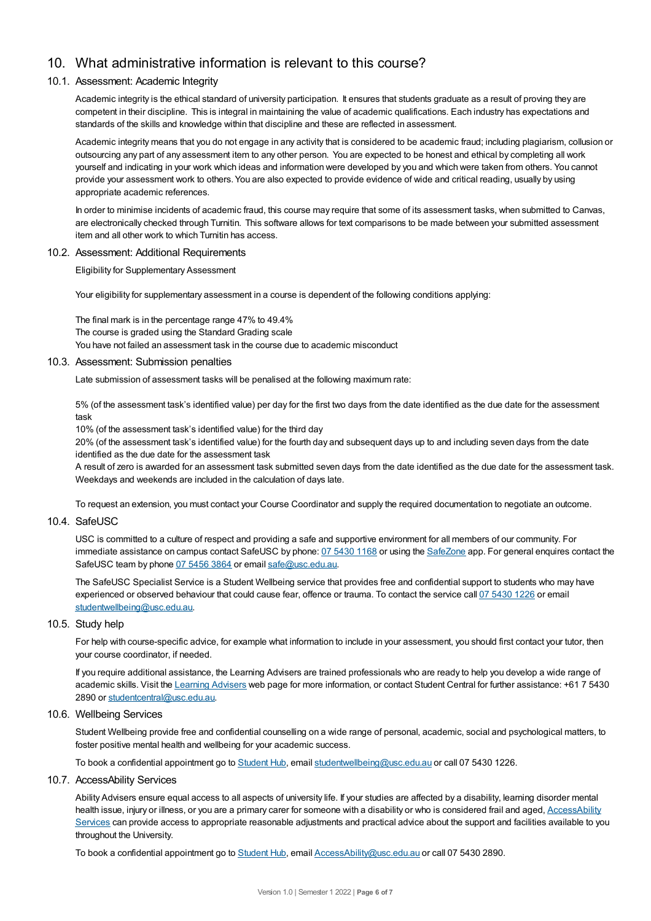## 10. What administrative information is relevant to this course?

### 10.1. Assessment: Academic Integrity

Academic integrity is the ethical standard of university participation. It ensures that students graduate as a result of proving they are competent in their discipline. This is integral in maintaining the value of academic qualifications. Each industry has expectations and standards of the skills and knowledge within that discipline and these are reflected in assessment.

Academic integrity means that you do not engage in any activity that is considered to be academic fraud; including plagiarism, collusion or outsourcing any part of any assessment item to any other person. You are expected to be honest and ethical by completing all work yourself and indicating in your work which ideas and information were developed by you and which were taken from others. You cannot provide your assessment work to others. You are also expected to provide evidence of wide and critical reading, usually by using appropriate academic references.

In order to minimise incidents of academic fraud, this course may require that some of its assessment tasks, when submitted to Canvas, are electronically checked through Turnitin. This software allows for text comparisons to be made between your submitted assessment item and all other work to which Turnitin has access.

### 10.2. Assessment: Additional Requirements

Eligibility for Supplementary Assessment

Your eligibility for supplementary assessment in a course is dependent of the following conditions applying:

The final mark is in the percentage range 47% to 49.4%
The course is graded using the Standard Grading scale
You have not failed an assessment task in the course due to academic misconduct

### 10.3. Assessment: Submission penalties

Late submission of assessment tasks will be penalised at the following maximum rate:

5% (of the assessment task's identified value) per day for the first two days from the date identified as the due date for the assessment task
10% (of the assessment task's identified value) for the third day
20% (of the assessment task's identified value) for the fourth day and subsequent days up to and including seven days from the date identified as the due date for the assessment task
A result of zero is awarded for an assessment task submitted seven days from the date identified as the due date for the assessment task. Weekdays and weekends are included in the calculation of days late.

To request an extension, you must contact your Course Coordinator and supply the required documentation to negotiate an outcome.

### 10.4. SafeUSC

USC is committed to a culture of respect and providing a safe and supportive environment for all members of our community. For immediate assistance on campus contact SafeUSC by phone: 07 5430 1168 or using the SafeZone app. For general enquires contact the SafeUSC team by phone 07 5456 3864 or email safe@usc.edu.au.

The SafeUSC Specialist Service is a Student Wellbeing service that provides free and confidential support to students who may have experienced or observed behaviour that could cause fear, offence or trauma. To contact the service call 07 5430 1226 or email studentwellbeing@usc.edu.au.

### 10.5. Study help

For help with course-specific advice, for example what information to include in your assessment, you should first contact your tutor, then your course coordinator, if needed.

If you require additional assistance, the Learning Advisers are trained professionals who are ready to help you develop a wide range of academic skills. Visit the Learning Advisers web page for more information, or contact Student Central for further assistance: +61 7 5430 2890 or studentcentral@usc.edu.au.

### 10.6. Wellbeing Services

Student Wellbeing provide free and confidential counselling on a wide range of personal, academic, social and psychological matters, to foster positive mental health and wellbeing for your academic success.

To book a confidential appointment go to Student Hub, email studentwellbeing@usc.edu.au or call 07 5430 1226.

### 10.7. AccessAbility Services

Ability Advisers ensure equal access to all aspects of university life. If your studies are affected by a disability, learning disorder mental health issue, injury or illness, or you are a primary carer for someone with a disability or who is considered frail and aged, AccessAbility Services can provide access to appropriate reasonable adjustments and practical advice about the support and facilities available to you throughout the University.

To book a confidential appointment go to Student Hub, email AccessAbility@usc.edu.au or call 07 5430 2890.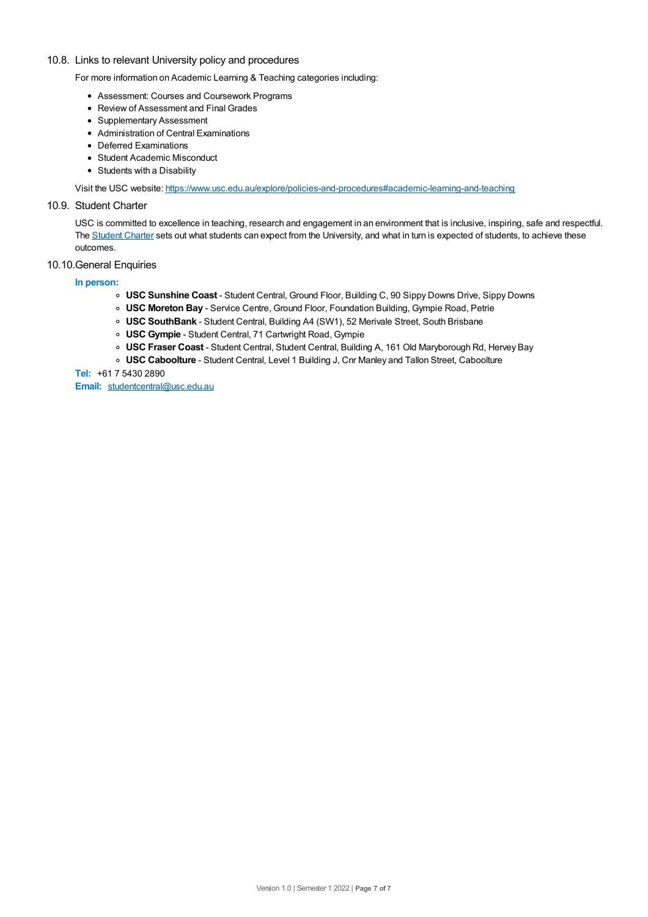### 10.8. Links to relevant University policy and procedures

For more information on Academic Learning & Teaching categories including:

- Assessment: Courses and Coursework Programs
- Review of Assessment and Final Grades
- Supplementary Assessment
- Administration of Central Examinations
- Deferred Examinations
- Student Academic Misconduct
- Students with a Disability

Visit the USC website: [https://www.usc.edu.au/explore/policies-and-procedures#academic-learning-and-teaching](https://www.usc.edu.au/explore/policies-and-procedures#academic-learning-and-teaching)

### 10.9. Student Charter

USC is committed to excellence in teaching, research and engagement in an environment that is inclusive, inspiring, safe and respectful. The Student Charter sets out what students can expect from the University, and what in turn is expected of students, to achieve these outcomes.

### 10.10. General Enquiries

**In person:**

- **USC Sunshine Coast** - Student Central, Ground Floor, Building C, 90 Sippy Downs Drive, Sippy Downs
- **USC Moreton Bay** - Service Centre, Ground Floor, Foundation Building, Gympie Road, Petrie
- **USC SouthBank** - Student Central, Building A4 (SW1), 52 Merivale Street, South Brisbane
- **USC Gympie** - Student Central, 71 Cartwright Road, Gympie
- **USC Fraser Coast** - Student Central, Student Central, Building A, 161 Old Maryborough Rd, Hervey Bay
- **USC Caboolture** - Student Central, Level 1 Building J, Cnr Manley and Tallon Street, Caboolture

**Tel:** +61 7 5430 2890

**Email:** studentcentral@usc.edu.au